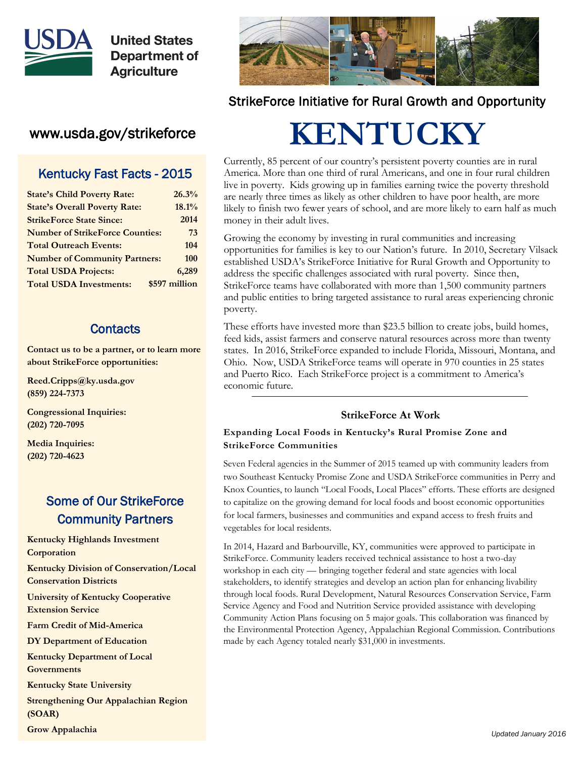United States Department of Agriculture

StrikeForce Initiative for Rural Growth and Opportunity

# KENTUCKY

www.usda.gov/strikeforce

## Kentucky Fast Facts - 2015

| | |
|---|---|
| **State's Child Poverty Rate:** | **26.3%** |
| **State's Overall Poverty Rate:** | **18.1%** |
| **StrikeForce State Since:** | **2014** |
| **Number of StrikeForce Counties:** | **73** |
| **Total Outreach Events:** | **104** |
| **Number of Community Partners:** | **100** |
| **Total USDA Projects:** | **6,289** |
| **Total USDA Investments:** | **$597 million** |

## Contacts

**Contact us to be a partner, or to learn more about StrikeForce opportunities:**

**Reed.Cripps@ky.usda.gov**
**(859) 224-7373**

**Congressional Inquiries:**
**(202) 720-7095**

**Media Inquiries:**
**(202) 720-4623**

## Some of Our StrikeForce Community Partners

**Kentucky Highlands Investment Corporation**

**Kentucky Division of Conservation/Local Conservation Districts**

**University of Kentucky Cooperative Extension Service**

**Farm Credit of Mid-America**

**DY Department of Education**

**Kentucky Department of Local Governments**

**Kentucky State University**

**Strengthening Our Appalachian Region (SOAR)**

**Grow Appalachia**

Currently, 85 percent of our country's persistent poverty counties are in rural America. More than one third of rural Americans, and one in four rural children live in poverty. Kids growing up in families earning twice the poverty threshold are nearly three times as likely as other children to have poor health, are more likely to finish two fewer years of school, and are more likely to earn half as much money in their adult lives.

Growing the economy by investing in rural communities and increasing opportunities for families is key to our Nation's future. In 2010, Secretary Vilsack established USDA's StrikeForce Initiative for Rural Growth and Opportunity to address the specific challenges associated with rural poverty. Since then, StrikeForce teams have collaborated with more than 1,500 community partners and public entities to bring targeted assistance to rural areas experiencing chronic poverty.

These efforts have invested more than $23.5 billion to create jobs, build homes, feed kids, assist farmers and conserve natural resources across more than twenty states. In 2016, StrikeForce expanded to include Florida, Missouri, Montana, and Ohio. Now, USDA StrikeForce teams will operate in 970 counties in 25 states and Puerto Rico. Each StrikeForce project is a commitment to America's economic future.

---

### StrikeForce At Work

**Expanding Local Foods in Kentucky's Rural Promise Zone and StrikeForce Communities**

Seven Federal agencies in the Summer of 2015 teamed up with community leaders from two Southeast Kentucky Promise Zone and USDA StrikeForce communities in Perry and Knox Counties, to launch "Local Foods, Local Places" efforts. These efforts are designed to capitalize on the growing demand for local foods and boost economic opportunities for local farmers, businesses and communities and expand access to fresh fruits and vegetables for local residents.

In 2014, Hazard and Barbourville, KY, communities were approved to participate in StrikeForce. Community leaders received technical assistance to host a two-day workshop in each city — bringing together federal and state agencies with local stakeholders, to identify strategies and develop an action plan for enhancing livability through local foods. Rural Development, Natural Resources Conservation Service, Farm Service Agency and Food and Nutrition Service provided assistance with developing Community Action Plans focusing on 5 major goals. This collaboration was financed by the Environmental Protection Agency, Appalachian Regional Commission. Contributions made by each Agency totaled nearly $31,000 in investments.

*Updated January 2016*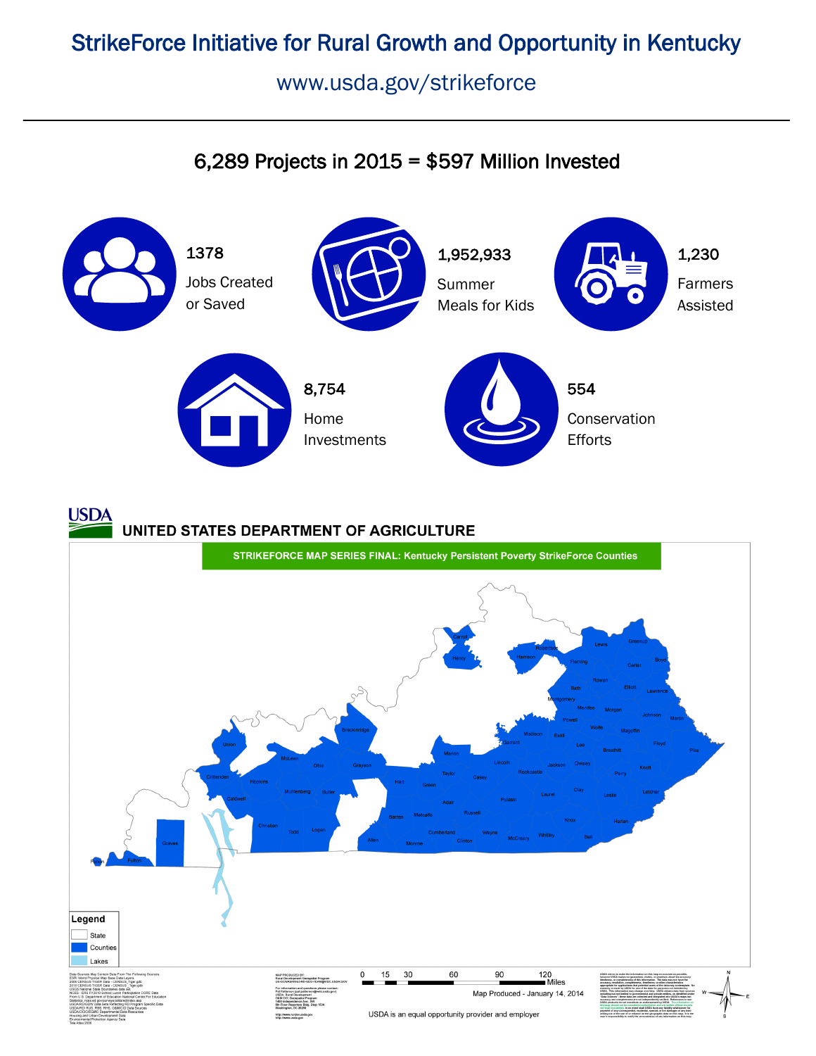# StrikeForce Initiative for Rural Growth and Opportunity in Kentucky

www.usda.gov/strikeforce

## 6,289 Projects in 2015 = $597 Million Invested

**1378**
Jobs Created or Saved

**1,952,933**
Summer Meals for Kids

**1,230**
Farmers Assisted

**8,754**
Home Investments

**554**
Conservation Efforts

USDA

UNITED STATES DEPARTMENT OF AGRICULTURE

STRIKEFORCE MAP SERIES FINAL: Kentucky Persistent Poverty StrikeForce Counties

Carroll, Henry, Robertson, Harrison, Lewis, Greenup, Boyd, Fleming, Carter, Rowan, Bath, Elliott, Lawrence, Montgomery, Menifee, Morgan, Johnson, Martin, Powell, Wolfe, Magoffin, Breckinridge, Madison, Estill, Floyd, Garrard, Lee, Breathitt, Pike, Union, McLean, Ohio, Grayson, Marion, Lincoln, Jackson, Owsley, Knott, Crittenden, Hopkins, Hart, Taylor, Casey, Rockcastle, Perry, Green, Muhlenberg, Butler, Caldwell, Adair, Pulaski, Laurel, Clay, Leslie, Letcher, Russell, Metcalfe, Barren, Christian, Todd, Logan, Knox, Harlan, Cumberland, Wayne, Whitley, Bell, Allen, Monroe, Clinton, McCreary, Graves, Fulton

Legend
State
Counties
Lakes

0 15 30 60 90 120
Miles

Map Produced - January 14, 2014

USDA is an equal opportunity provider and employer